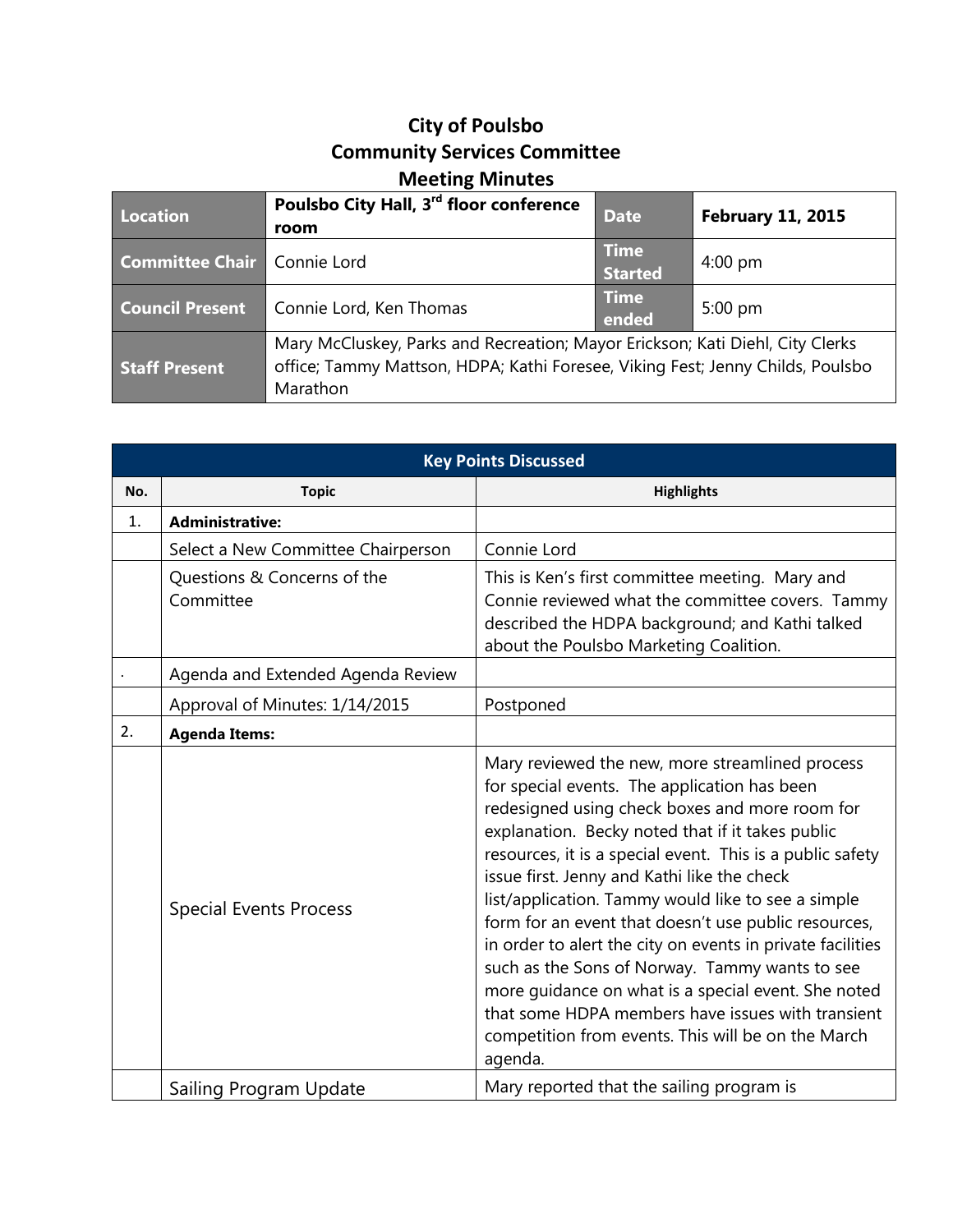# City of Poulsbo
## Community Services Committee
## Meeting Minutes

| Location | Poulsbo City Hall, 3rd floor conference room | Date | February 11, 2015 |
|---|---|---|---|
| Committee Chair | Connie Lord | Time Started | 4:00 pm |
| Council Present | Connie Lord, Ken Thomas | Time ended | 5:00 pm |
| Staff Present | Mary McCluskey, Parks and Recreation; Mayor Erickson; Kati Diehl, City Clerks office; Tammy Mattson, HDPA; Kathi Foresee, Viking Fest; Jenny Childs, Poulsbo Marathon | | |

| Key Points Discussed | | |
|---|---|---|
| **No.** | **Topic** | **Highlights** |
| 1. | **Administrative:** | |
| | Select a New Committee Chairperson | Connie Lord |
| | Questions & Concerns of the Committee | This is Ken's first committee meeting. Mary and Connie reviewed what the committee covers. Tammy described the HDPA background; and Kathi talked about the Poulsbo Marketing Coalition. |
| . | Agenda and Extended Agenda Review | |
| | Approval of Minutes: 1/14/2015 | Postponed |
| 2. | **Agenda Items:** | |
| | Special Events Process | Mary reviewed the new, more streamlined process for special events. The application has been redesigned using check boxes and more room for explanation. Becky noted that if it takes public resources, it is a special event. This is a public safety issue first. Jenny and Kathi like the check list/application. Tammy would like to see a simple form for an event that doesn't use public resources, in order to alert the city on events in private facilities such as the Sons of Norway. Tammy wants to see more guidance on what is a special event. She noted that some HDPA members have issues with transient competition from events. This will be on the March agenda. |
| | Sailing Program Update | Mary reported that the sailing program is |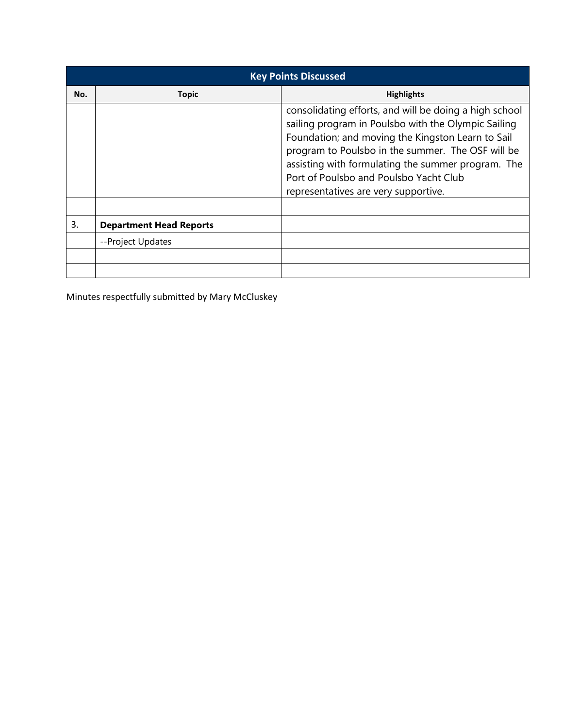| Key Points Discussed | | |
|---|---|---|
| **No.** | **Topic** | **Highlights** |
| | | consolidating efforts, and will be doing a high school sailing program in Poulsbo with the Olympic Sailing Foundation; and moving the Kingston Learn to Sail program to Poulsbo in the summer. The OSF will be assisting with formulating the summer program. The Port of Poulsbo and Poulsbo Yacht Club representatives are very supportive. |
| | | |
| 3. | **Department Head Reports** | |
| | --Project Updates | |
| | | |
| | | |

Minutes respectfully submitted by Mary McCluskey